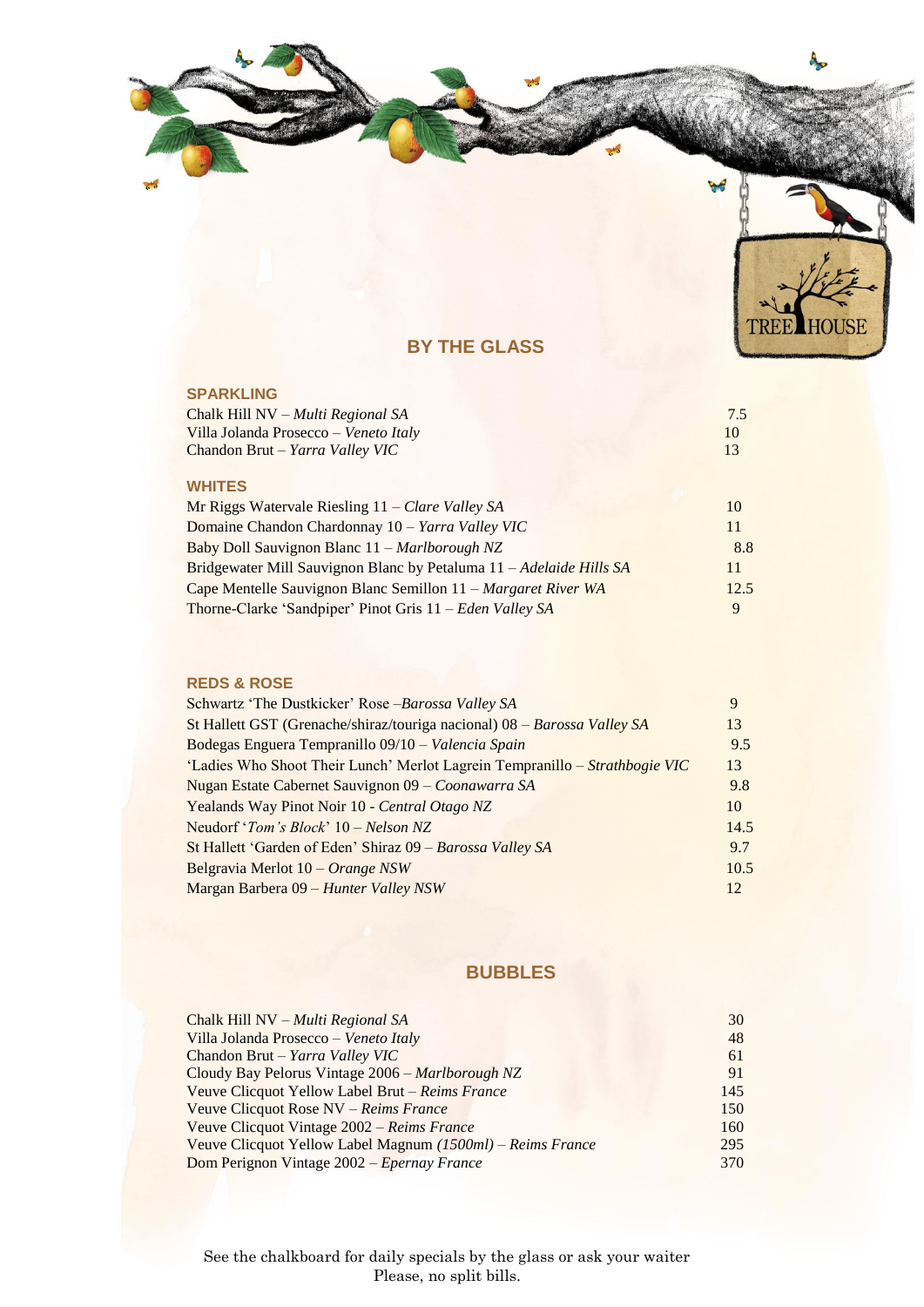TREE HOUSE

# BY THE GLASS

## SPARKLING

| | |
|---|---|
| Chalk Hill NV – *Multi Regional SA* | 7.5 |
| Villa Jolanda Prosecco – *Veneto Italy* | 10 |
| Chandon Brut – *Yarra Valley VIC* | 13 |

## WHITES

| | |
|---|---|
| Mr Riggs Watervale Riesling 11 – *Clare Valley SA* | 10 |
| Domaine Chandon Chardonnay 10 – *Yarra Valley VIC* | 11 |
| Baby Doll Sauvignon Blanc 11 – *Marlborough NZ* | 8.8 |
| Bridgewater Mill Sauvignon Blanc by Petaluma 11 – *Adelaide Hills SA* | 11 |
| Cape Mentelle Sauvignon Blanc Semillon 11 – *Margaret River WA* | 12.5 |
| Thorne-Clarke 'Sandpiper' Pinot Gris 11 – *Eden Valley SA* | 9 |

## REDS & ROSE

| | |
|---|---|
| Schwartz 'The Dustkicker' Rose –*Barossa Valley SA* | 9 |
| St Hallett GST (Grenache/shiraz/touriga nacional) 08 – *Barossa Valley SA* | 13 |
| Bodegas Enguera Tempranillo 09/10 – *Valencia Spain* | 9.5 |
| 'Ladies Who Shoot Their Lunch' Merlot Lagrein Tempranillo – *Strathbogie VIC* | 13 |
| Nugan Estate Cabernet Sauvignon 09 – *Coonawarra SA* | 9.8 |
| Yealands Way Pinot Noir 10 - *Central Otago NZ* | 10 |
| Neudorf '*Tom's Block*' 10 – *Nelson NZ* | 14.5 |
| St Hallett 'Garden of Eden' Shiraz 09 – *Barossa Valley SA* | 9.7 |
| Belgravia Merlot 10 – *Orange NSW* | 10.5 |
| Margan Barbera 09 – *Hunter Valley NSW* | 12 |

# BUBBLES

| | |
|---|---|
| Chalk Hill NV – *Multi Regional SA* | 30 |
| Villa Jolanda Prosecco – *Veneto Italy* | 48 |
| Chandon Brut – *Yarra Valley VIC* | 61 |
| Cloudy Bay Pelorus Vintage 2006 – *Marlborough NZ* | 91 |
| Veuve Clicquot Yellow Label Brut – *Reims France* | 145 |
| Veuve Clicquot Rose NV – *Reims France* | 150 |
| Veuve Clicquot Vintage 2002 – *Reims France* | 160 |
| Veuve Clicquot Yellow Label Magnum *(1500ml) – Reims France* | 295 |
| Dom Perignon Vintage 2002 – *Epernay France* | 370 |

See the chalkboard for daily specials by the glass or ask your waiter
Please, no split bills.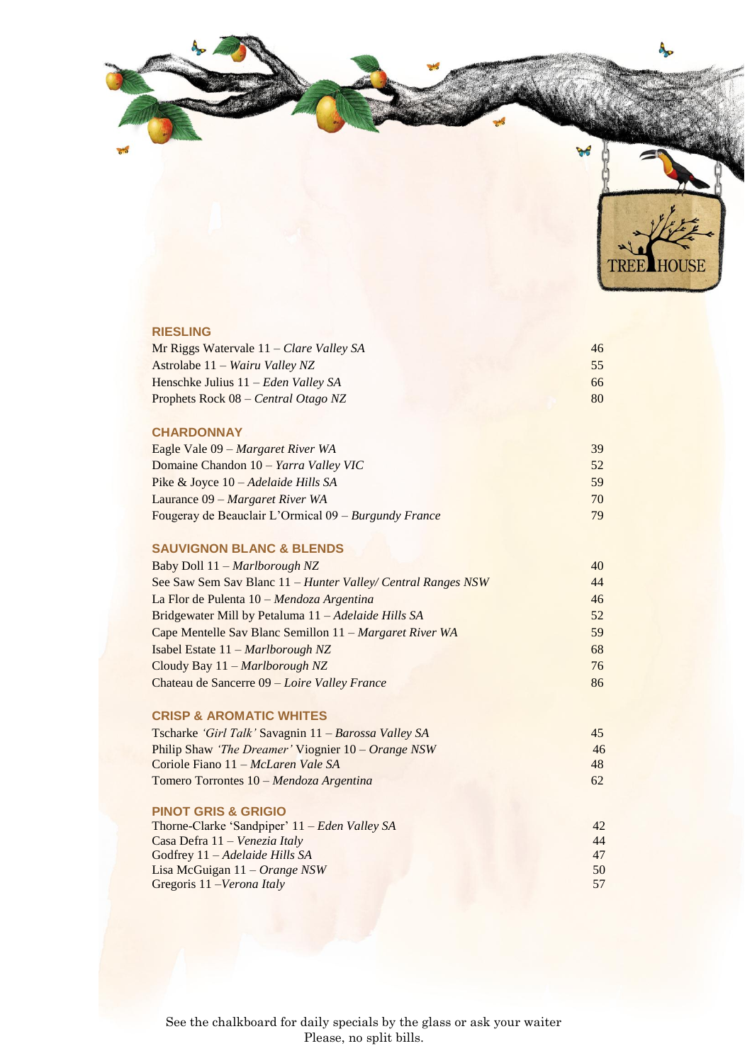## RIESLING

| | |
|---|---|
| Mr Riggs Watervale 11 – *Clare Valley SA* | 46 |
| Astrolabe 11 – *Wairu Valley NZ* | 55 |
| Henschke Julius 11 – *Eden Valley SA* | 66 |
| Prophets Rock 08 – *Central Otago NZ* | 80 |

## CHARDONNAY

| | |
|---|---|
| Eagle Vale 09 – *Margaret River WA* | 39 |
| Domaine Chandon 10 – *Yarra Valley VIC* | 52 |
| Pike & Joyce 10 – *Adelaide Hills SA* | 59 |
| Laurance 09 – *Margaret River WA* | 70 |
| Fougeray de Beauclair L'Ormical 09 – *Burgundy France* | 79 |

## SAUVIGNON BLANC & BLENDS

| | |
|---|---|
| Baby Doll 11 – *Marlborough NZ* | 40 |
| See Saw Sem Sav Blanc 11 – *Hunter Valley/ Central Ranges NSW* | 44 |
| La Flor de Pulenta 10 – *Mendoza Argentina* | 46 |
| Bridgewater Mill by Petaluma 11 – *Adelaide Hills SA* | 52 |
| Cape Mentelle Sav Blanc Semillon 11 – *Margaret River WA* | 59 |
| Isabel Estate 11 – *Marlborough NZ* | 68 |
| Cloudy Bay 11 – *Marlborough NZ* | 76 |
| Chateau de Sancerre 09 – *Loire Valley France* | 86 |

## CRISP & AROMATIC WHITES

| | |
|---|---|
| Tscharke *'Girl Talk'* Savagnin 11 – *Barossa Valley SA* | 45 |
| Philip Shaw *'The Dreamer'* Viognier 10 – *Orange NSW* | 46 |
| Coriole Fiano 11 – *McLaren Vale SA* | 48 |
| Tomero Torrontes 10 – *Mendoza Argentina* | 62 |

## PINOT GRIS & GRIGIO

| | |
|---|---|
| Thorne-Clarke 'Sandpiper' 11 – *Eden Valley SA* | 42 |
| Casa Defra 11 – *Venezia Italy* | 44 |
| Godfrey 11 – *Adelaide Hills SA* | 47 |
| Lisa McGuigan 11 – *Orange NSW* | 50 |
| Gregoris 11 –*Verona Italy* | 57 |

See the chalkboard for daily specials by the glass or ask your waiter
Please, no split bills.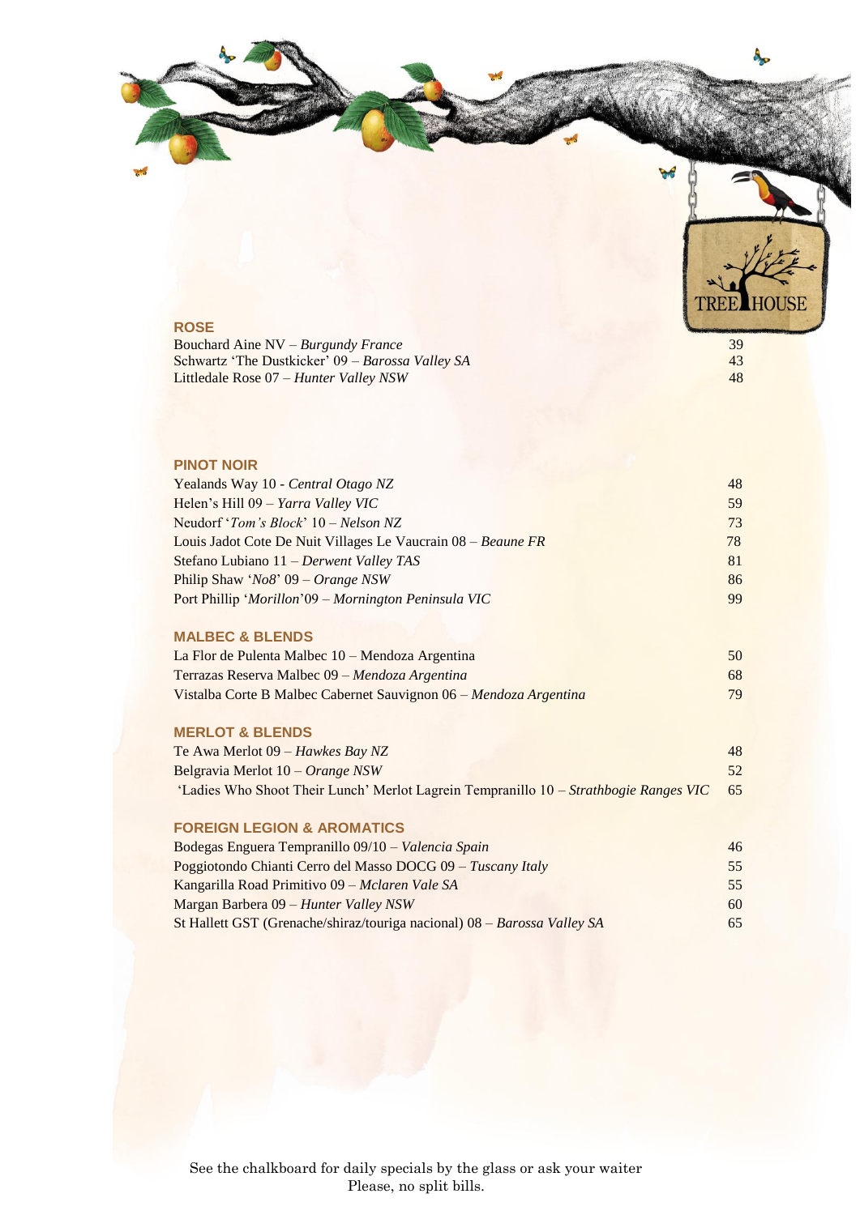## ROSE

| | |
|---|---|
| Bouchard Aine NV – *Burgundy France* | 39 |
| Schwartz 'The Dustkicker' 09 – *Barossa Valley SA* | 43 |
| Littledale Rose 07 – *Hunter Valley NSW* | 48 |

## PINOT NOIR

| | |
|---|---|
| Yealands Way 10 - *Central Otago NZ* | 48 |
| Helen's Hill 09 – *Yarra Valley VIC* | 59 |
| Neudorf '*Tom's Block*' 10 – *Nelson NZ* | 73 |
| Louis Jadot Cote De Nuit Villages Le Vaucrain 08 – *Beaune FR* | 78 |
| Stefano Lubiano 11 – *Derwent Valley TAS* | 81 |
| Philip Shaw '*No8*' 09 – *Orange NSW* | 86 |
| Port Phillip '*Morillon*'09 – *Mornington Peninsula VIC* | 99 |

## MALBEC & BLENDS

| | |
|---|---|
| La Flor de Pulenta Malbec 10 – Mendoza Argentina | 50 |
| Terrazas Reserva Malbec 09 – *Mendoza Argentina* | 68 |
| Vistalba Corte B Malbec Cabernet Sauvignon 06 – *Mendoza Argentina* | 79 |

## MERLOT & BLENDS

| | |
|---|---|
| Te Awa Merlot 09 – *Hawkes Bay NZ* | 48 |
| Belgravia Merlot 10 – *Orange NSW* | 52 |
| 'Ladies Who Shoot Their Lunch' Merlot Lagrein Tempranillo 10 – *Strathbogie Ranges VIC* | 65 |

## FOREIGN LEGION & AROMATICS

| | |
|---|---|
| Bodegas Enguera Tempranillo 09/10 – *Valencia Spain* | 46 |
| Poggiotondo Chianti Cerro del Masso DOCG 09 – *Tuscany Italy* | 55 |
| Kangarilla Road Primitivo 09 – *Mclaren Vale SA* | 55 |
| Margan Barbera 09 – *Hunter Valley NSW* | 60 |
| St Hallett GST (Grenache/shiraz/touriga nacional) 08 – *Barossa Valley SA* | 65 |

See the chalkboard for daily specials by the glass or ask your waiter
Please, no split bills.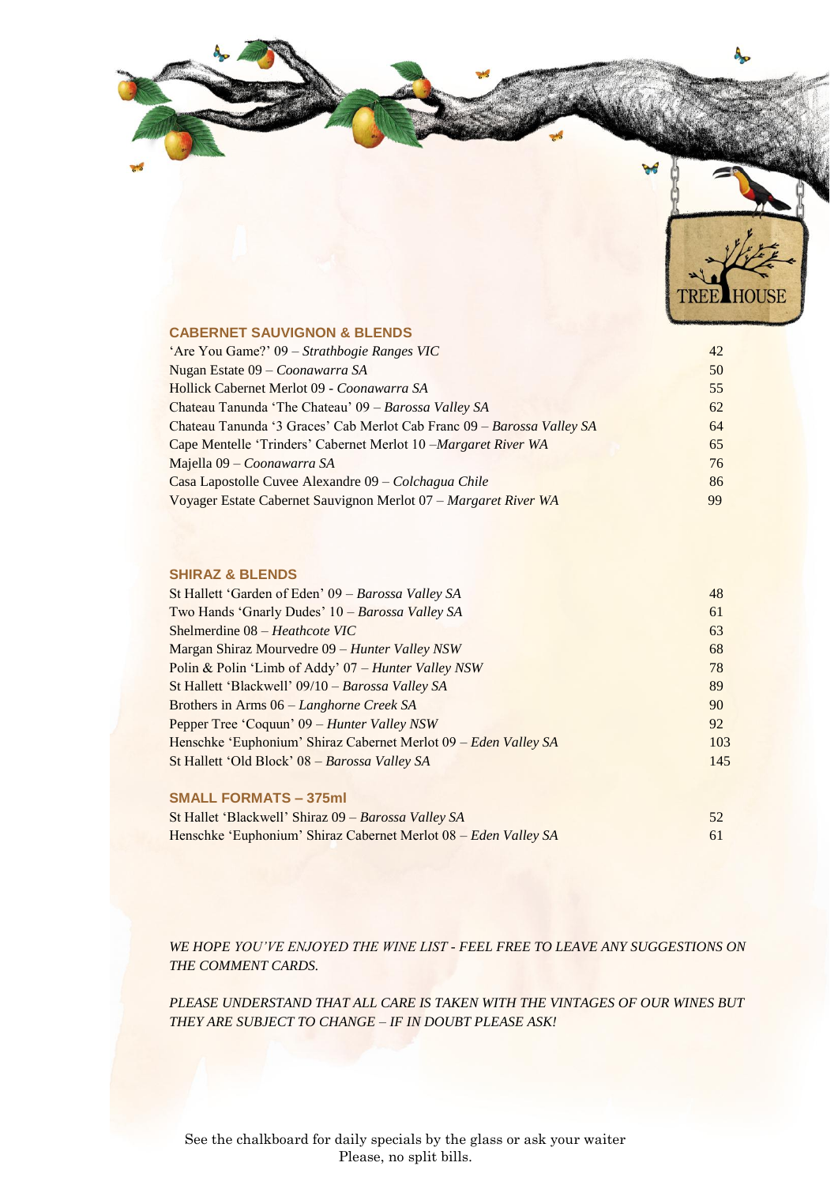TREE HOUSE

## CABERNET SAUVIGNON & BLENDS

| | |
|---|---|
| 'Are You Game?' 09 – *Strathbogie Ranges VIC* | 42 |
| Nugan Estate 09 – *Coonawarra SA* | 50 |
| Hollick Cabernet Merlot 09 - *Coonawarra SA* | 55 |
| Chateau Tanunda 'The Chateau' 09 – *Barossa Valley SA* | 62 |
| Chateau Tanunda '3 Graces' Cab Merlot Cab Franc 09 – *Barossa Valley SA* | 64 |
| Cape Mentelle 'Trinders' Cabernet Merlot 10 –*Margaret River WA* | 65 |
| Majella 09 – *Coonawarra SA* | 76 |
| Casa Lapostolle Cuvee Alexandre 09 – *Colchagua Chile* | 86 |
| Voyager Estate Cabernet Sauvignon Merlot 07 – *Margaret River WA* | 99 |

## SHIRAZ & BLENDS

| | |
|---|---|
| St Hallett 'Garden of Eden' 09 – *Barossa Valley SA* | 48 |
| Two Hands 'Gnarly Dudes' 10 – *Barossa Valley SA* | 61 |
| Shelmerdine 08 – *Heathcote VIC* | 63 |
| Margan Shiraz Mourvedre 09 – *Hunter Valley NSW* | 68 |
| Polin & Polin 'Limb of Addy' 07 – *Hunter Valley NSW* | 78 |
| St Hallett 'Blackwell' 09/10 – *Barossa Valley SA* | 89 |
| Brothers in Arms 06 – *Langhorne Creek SA* | 90 |
| Pepper Tree 'Coquun' 09 – *Hunter Valley NSW* | 92 |
| Henschke 'Euphonium' Shiraz Cabernet Merlot 09 – *Eden Valley SA* | 103 |
| St Hallett 'Old Block' 08 – *Barossa Valley SA* | 145 |

## SMALL FORMATS – 375ml

| | |
|---|---|
| St Hallet 'Blackwell' Shiraz 09 – *Barossa Valley SA* | 52 |
| Henschke 'Euphonium' Shiraz Cabernet Merlot 08 – *Eden Valley SA* | 61 |

*WE HOPE YOU'VE ENJOYED THE WINE LIST - FEEL FREE TO LEAVE ANY SUGGESTIONS ON THE COMMENT CARDS.*

*PLEASE UNDERSTAND THAT ALL CARE IS TAKEN WITH THE VINTAGES OF OUR WINES BUT THEY ARE SUBJECT TO CHANGE – IF IN DOUBT PLEASE ASK!*

See the chalkboard for daily specials by the glass or ask your waiter
Please, no split bills.